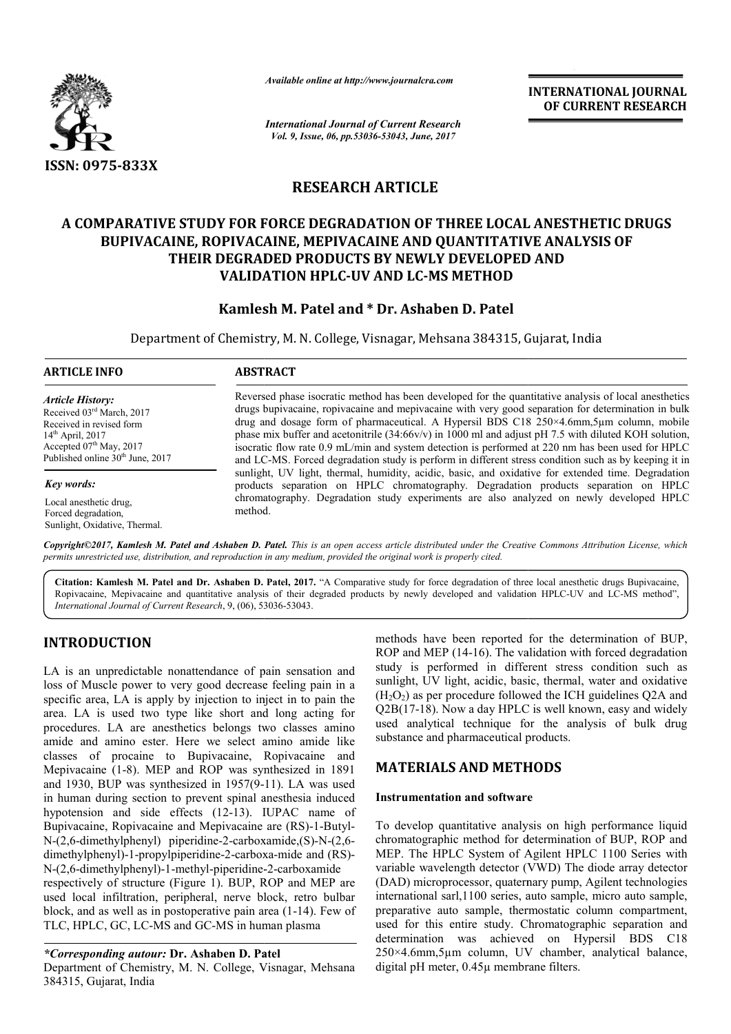*Available online at http://www.journalcra.com*

*International Journal of Current Research*
*Vol. 9, Issue, 06, pp.53036-53043, June, 2017*

**INTERNATIONAL JOURNAL OF CURRENT RESEARCH**

**ISSN: 0975-833X**

## RESEARCH ARTICLE

# A COMPARATIVE STUDY FOR FORCE DEGRADATION OF THREE LOCAL ANESTHETIC DRUGS BUPIVACAINE, ROPIVACAINE, MEPIVACAINE AND QUANTITATIVE ANALYSIS OF THEIR DEGRADED PRODUCTS BY NEWLY DEVELOPED AND VALIDATION HPLC-UV AND LC-MS METHOD

**Kamlesh M. Patel and * Dr. Ashaben D. Patel**

Department of Chemistry, M. N. College, Visnagar, Mehsana 384315, Gujarat, India

**ARTICLE INFO**

*Article History:*
Received 03rd March, 2017
Received in revised form
14th April, 2017
Accepted 07th May, 2017
Published online 30th June, 2017

*Key words:*
Local anesthetic drug,
Forced degradation,
Sunlight, Oxidative, Thermal.

**ABSTRACT**

Reversed phase isocratic method has been developed for the quantitative analysis of local anesthetics drugs bupivacaine, ropivacaine and mepivacaine with very good separation for determination in bulk drug and dosage form of pharmaceutical. A Hypersil BDS C18 250×4.6mm,5μm column, mobile phase mix buffer and acetonitrile (34:66v/v) in 1000 ml and adjust pH 7.5 with diluted KOH solution, isocratic flow rate 0.9 mL/min and system detection is performed at 220 nm has been used for HPLC and LC-MS. Forced degradation study is perform in different stress condition such as by keeping it in sunlight, UV light, thermal, humidity, acidic, basic, and oxidative for extended time. Degradation products separation on HPLC chromatography. Degradation products separation on HPLC chromatography. Degradation study experiments are also analyzed on newly developed HPLC method.

*Copyright©2017, Kamlesh M. Patel and Ashaben D. Patel. This is an open access article distributed under the Creative Commons Attribution License, which permits unrestricted use, distribution, and reproduction in any medium, provided the original work is properly cited.*

**Citation: Kamlesh M. Patel and Dr. Ashaben D. Patel, 2017.** "A Comparative study for force degradation of three local anesthetic drugs Bupivacaine, Ropivacaine, Mepivacaine and quantitative analysis of their degraded products by newly developed and validation HPLC-UV and LC-MS method", *International Journal of Current Research*, 9, (06), 53036-53043.

## INTRODUCTION

LA is an unpredictable nonattendance of pain sensation and loss of Muscle power to very good decrease feeling pain in a specific area, LA is apply by injection to inject in to pain the area. LA is used two type like short and long acting for procedures. LA are anesthetics belongs two classes amino amide and amino ester. Here we select amino amide like classes of procaine to Bupivacaine, Ropivacaine and Mepivacaine (1-8). MEP and ROP was synthesized in 1891 and 1930, BUP was synthesized in 1957(9-11). LA was used in human during section to prevent spinal anesthesia induced hypotension and side effects (12-13). IUPAC name of Bupivacaine, Ropivacaine and Mepivacaine are (RS)-1-Butyl-N-(2,6-dimethylphenyl) piperidine-2-carboxamide,(S)-N-(2,6-dimethylphenyl)-1-propylpiperidine-2-carboxa-mide and (RS)-N-(2,6-dimethylphenyl)-1-methyl-piperidine-2-carboxamide respectively of structure (Figure 1). BUP, ROP and MEP are used local infiltration, peripheral, nerve block, retro bulbar block, and as well as in postoperative pain area (1-14). Few of TLC, HPLC, GC, LC-MS and GC-MS in human plasma methods have been reported for the determination of BUP, ROP and MEP (14-16). The validation with forced degradation study is performed in different stress condition such as sunlight, UV light, acidic, basic, thermal, water and oxidative ($H_2O_2$) as per procedure followed the ICH guidelines Q2A and Q2B(17-18). Now a day HPLC is well known, easy and widely used analytical technique for the analysis of bulk drug substance and pharmaceutical products.

## MATERIALS AND METHODS

### Instrumentation and software

To develop quantitative analysis on high performance liquid chromatographic method for determination of BUP, ROP and MEP. The HPLC System of Agilent HPLC 1100 Series with variable wavelength detector (VWD) The diode array detector (DAD) microprocessor, quaternary pump, Agilent technologies international sarl,1100 series, auto sample, micro auto sample, preparative auto sample, thermostatic column compartment, used for this entire study. Chromatographic separation and determination was achieved on Hypersil BDS C18 250×4.6mm,5μm column, UV chamber, analytical balance, digital pH meter, 0.45μ membrane filters.

*\*Corresponding autour:* **Dr. Ashaben D. Patel**
Department of Chemistry, M. N. College, Visnagar, Mehsana 384315, Gujarat, India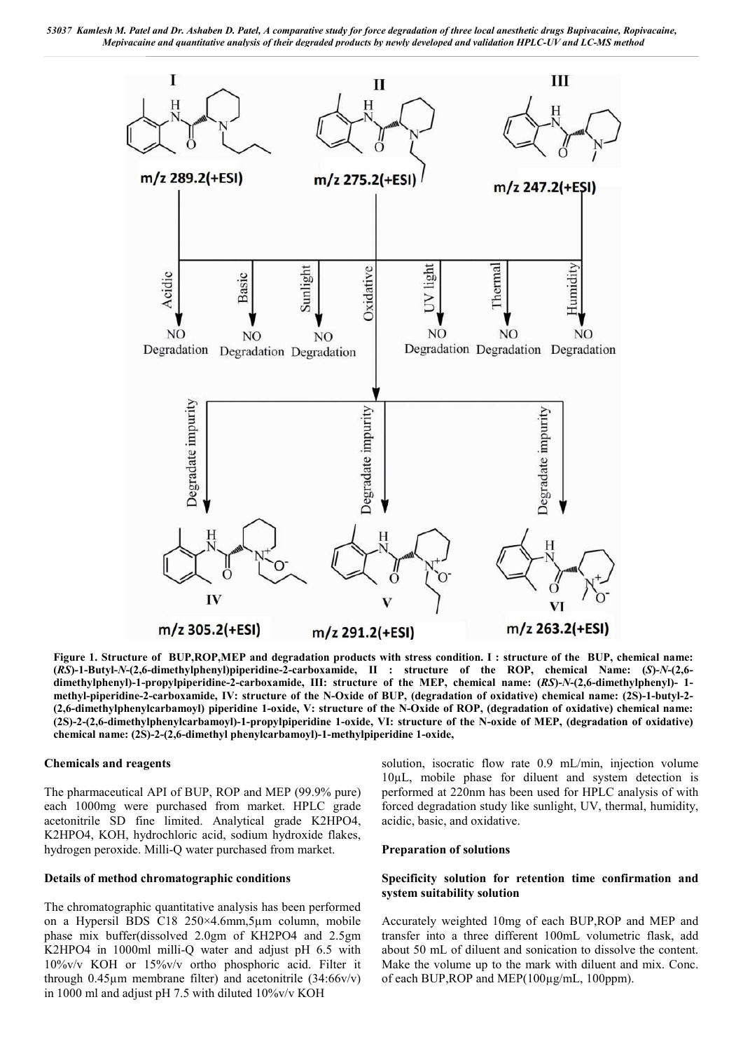**Figure 1. Structure of BUP,ROP,MEP and degradation products with stress condition. I : structure of the BUP, chemical name: (*RS*)-1-Butyl-*N*-(2,6-dimethylphenyl)piperidine-2-carboxamide, II : structure of the ROP, chemical Name: (*S*)-*N*-(2,6-dimethylphenyl)-1-propylpiperidine-2-carboxamide, III: structure of the MEP, chemical name: (*RS*)-*N*-(2,6-dimethylphenyl)- 1-methyl-piperidine-2-carboxamide, IV: structure of the N-Oxide of BUP, (degradation of oxidative) chemical name: (2S)-1-butyl-2-(2,6-dimethylphenylcarbamoyl) piperidine 1-oxide, V: structure of the N-Oxide of ROP, (degradation of oxidative) chemical name: (2S)-2-(2,6-dimethylphenylcarbamoyl)-1-propylpiperidine 1-oxide, VI: structure of the N-oxide of MEP, (degradation of oxidative) chemical name: (2S)-2-(2,6-dimethyl phenylcarbamoyl)-1-methylpiperidine 1-oxide,**

### Chemicals and reagents

The pharmaceutical API of BUP, ROP and MEP (99.9% pure) each 1000mg were purchased from market. HPLC grade acetonitrile SD fine limited. Analytical grade $K_2HPO_4$, $K_2HPO_4$, KOH, hydrochloric acid, sodium hydroxide flakes, hydrogen peroxide. Milli-Q water purchased from market.

### Details of method chromatographic conditions

The chromatographic quantitative analysis has been performed on a Hypersil BDS C18 250×4.6mm,5µm column, mobile phase mix buffer(dissolved 2.0gm of $KH_2PO_4$ and 2.5gm $K_2HPO_4$ in 1000ml milli-Q water and adjust pH 6.5 with 10%v/v KOH or 15%v/v ortho phosphoric acid. Filter it through 0.45µm membrane filter) and acetonitrile (34:66v/v) in 1000 ml and adjust pH 7.5 with diluted 10%v/v KOH solution, isocratic flow rate 0.9 mL/min, injection volume 10µL, mobile phase for diluent and system detection is performed at 220nm has been used for HPLC analysis of with forced degradation study like sunlight, UV, thermal, humidity, acidic, basic, and oxidative.

### Preparation of solutions

#### Specificity solution for retention time confirmation and system suitability solution

Accurately weighted 10mg of each BUP,ROP and MEP and transfer into a three different 100mL volumetric flask, add about 50 mL of diluent and sonication to dissolve the content. Make the volume up to the mark with diluent and mix. Conc. of each BUP,ROP and MEP(100µg/mL, 100ppm).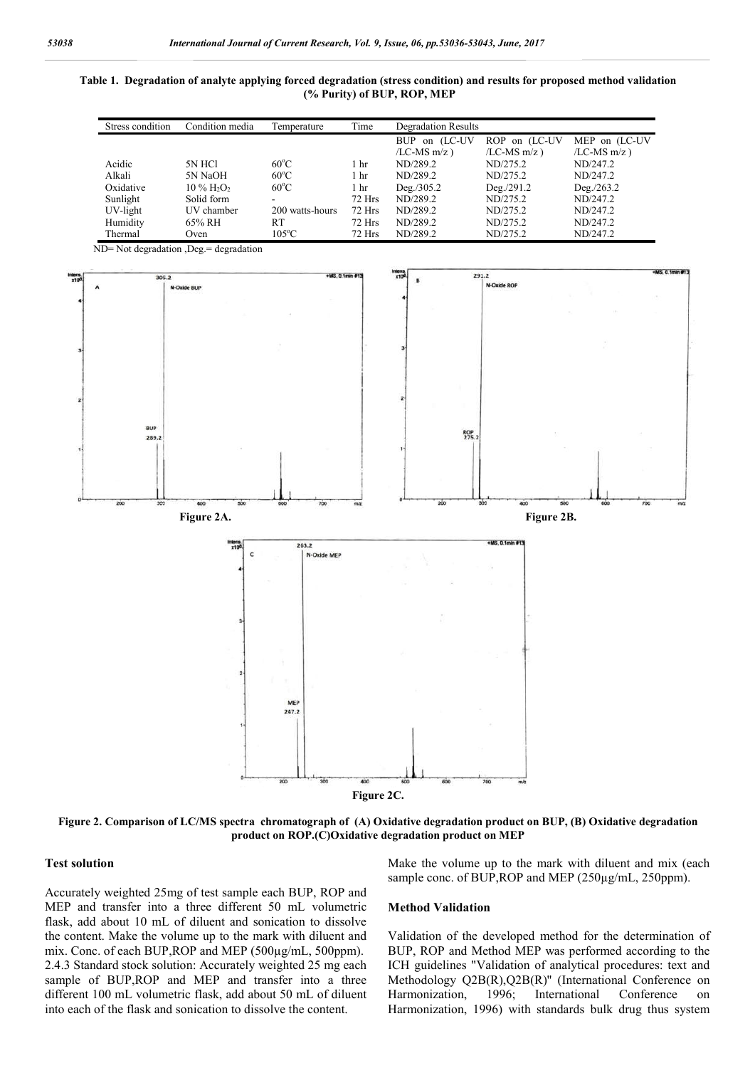**Table 1. Degradation of analyte applying forced degradation (stress condition) and results for proposed method validation (% Purity) of BUP, ROP, MEP**

| Stress condition | Condition media | Temperature | Time | Degradation Results | | |
|---|---|---|---|---|---|---|
| | | | | BUP on (LC-UV /LC-MS m/z ) | ROP on (LC-UV /LC-MS m/z ) | MEP on (LC-UV /LC-MS m/z ) |
| Acidic | 5N HCl | 60°C | 1 hr | ND/289.2 | ND/275.2 | ND/247.2 |
| Alkali | 5N NaOH | 60°C | 1 hr | ND/289.2 | ND/275.2 | ND/247.2 |
| Oxidative | 10 % $H_2O_2$ | 60°C | 1 hr | Deg./305.2 | Deg./291.2 | Deg./263.2 |
| Sunlight | Solid form | - | 72 Hrs | ND/289.2 | ND/275.2 | ND/247.2 |
| UV-light | UV chamber | 200 watts-hours | 72 Hrs | ND/289.2 | ND/275.2 | ND/247.2 |
| Humidity | 65% RH | RT | 72 Hrs | ND/289.2 | ND/275.2 | ND/247.2 |
| Thermal | Oven | 105°C | 72 Hrs | ND/289.2 | ND/275.2 | ND/247.2 |

ND= Not degradation ,Deg.= degradation

Figure 2A.

Figure 2B.

Figure 2C.

**Figure 2. Comparison of LC/MS spectra chromatograph of (A) Oxidative degradation product on BUP, (B) Oxidative degradation product on ROP.(C)Oxidative degradation product on MEP**

### Test solution

Accurately weighted 25mg of test sample each BUP, ROP and MEP and transfer into a three different 50 mL volumetric flask, add about 10 mL of diluent and sonication to dissolve the content. Make the volume up to the mark with diluent and mix. Conc. of each BUP,ROP and MEP (500µg/mL, 500ppm).

2.4.3 Standard stock solution: Accurately weighted 25 mg each sample of BUP,ROP and MEP and transfer into a three different 100 mL volumetric flask, add about 50 mL of diluent into each of the flask and sonication to dissolve the content. Make the volume up to the mark with diluent and mix (each sample conc. of BUP,ROP and MEP (250µg/mL, 250ppm).

### Method Validation

Validation of the developed method for the determination of BUP, ROP and Method MEP was performed according to the ICH guidelines "Validation of analytical procedures: text and Methodology Q2B(R),Q2B(R)" (International Conference on Harmonization, 1996; International Conference on Harmonization, 1996) with standards bulk drug thus system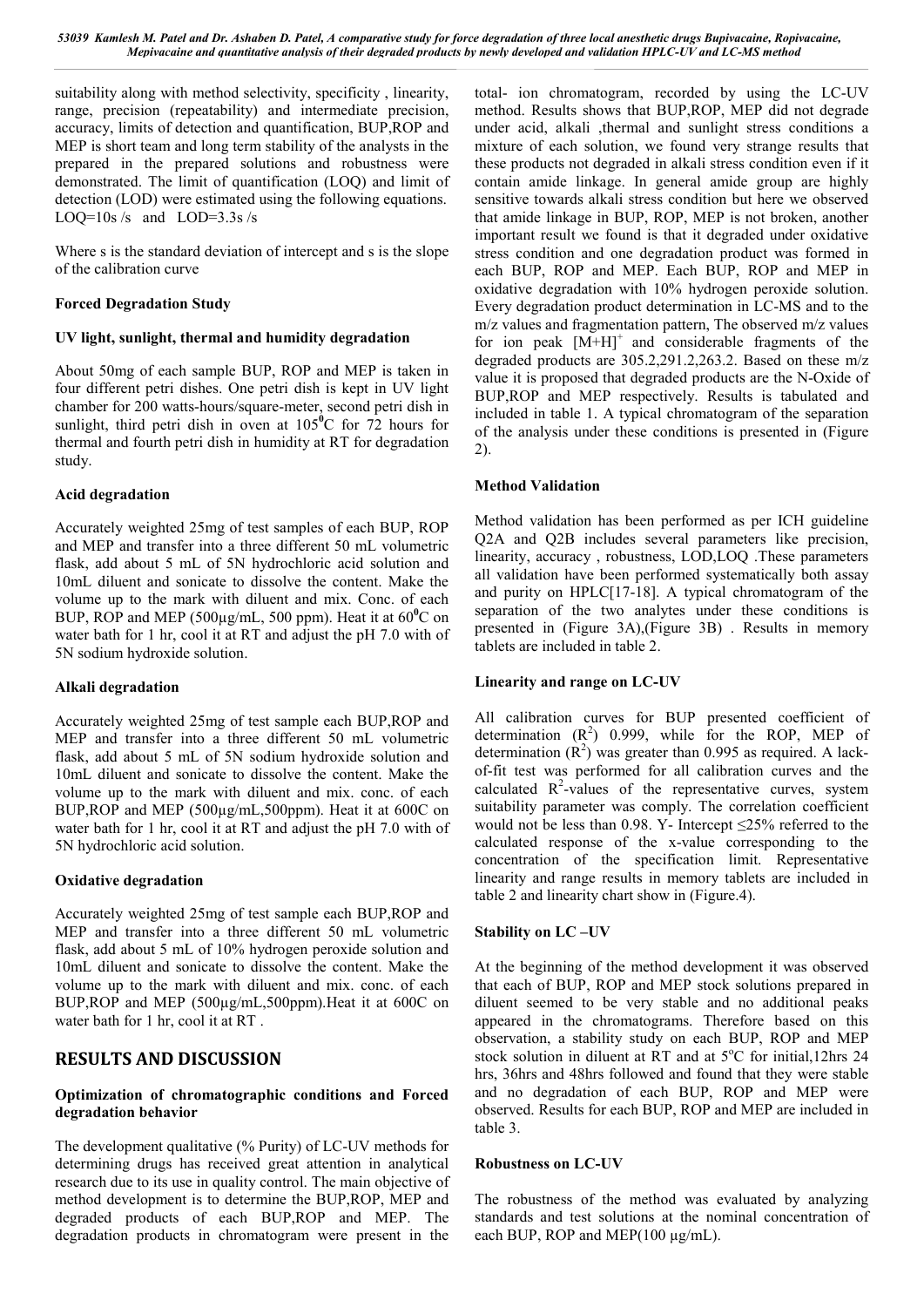suitability along with method selectivity, specificity , linearity, range, precision (repeatability) and intermediate precision, accuracy, limits of detection and quantification, BUP,ROP and MEP is short team and long term stability of the analysts in the prepared in the prepared solutions and robustness were demonstrated. The limit of quantification (LOQ) and limit of detection (LOD) were estimated using the following equations. LOQ=10s /s and LOD=3.3s /s

Where s is the standard deviation of intercept and s is the slope of the calibration curve

### Forced Degradation Study

#### UV light, sunlight, thermal and humidity degradation

About 50mg of each sample BUP, ROP and MEP is taken in four different petri dishes. One petri dish is kept in UV light chamber for 200 watts-hours/square-meter, second petri dish in sunlight, third petri dish in oven at $105^0$C for 72 hours for thermal and fourth petri dish in humidity at RT for degradation study.

#### Acid degradation

Accurately weighted 25mg of test samples of each BUP, ROP and MEP and transfer into a three different 50 mL volumetric flask, add about 5 mL of 5N hydrochloric acid solution and 10mL diluent and sonicate to dissolve the content. Make the volume up to the mark with diluent and mix. Conc. of each BUP, ROP and MEP (500µg/mL, 500 ppm). Heat it at $60^0$C on water bath for 1 hr, cool it at RT and adjust the pH 7.0 with of 5N sodium hydroxide solution.

#### Alkali degradation

Accurately weighted 25mg of test sample each BUP,ROP and MEP and transfer into a three different 50 mL volumetric flask, add about 5 mL of 5N sodium hydroxide solution and 10mL diluent and sonicate to dissolve the content. Make the volume up to the mark with diluent and mix. conc. of each BUP,ROP and MEP (500µg/mL,500ppm). Heat it at 600C on water bath for 1 hr, cool it at RT and adjust the pH 7.0 with of 5N hydrochloric acid solution.

#### Oxidative degradation

Accurately weighted 25mg of test sample each BUP,ROP and MEP and transfer into a three different 50 mL volumetric flask, add about 5 mL of 10% hydrogen peroxide solution and 10mL diluent and sonicate to dissolve the content. Make the volume up to the mark with diluent and mix. conc. of each BUP,ROP and MEP (500µg/mL,500ppm).Heat it at 600C on water bath for 1 hr, cool it at RT .

## RESULTS AND DISCUSSION

### Optimization of chromatographic conditions and Forced degradation behavior

The development qualitative (% Purity) of LC-UV methods for determining drugs has received great attention in analytical research due to its use in quality control. The main objective of method development is to determine the BUP,ROP, MEP and degraded products of each BUP,ROP and MEP. The degradation products in chromatogram were present in the total- ion chromatogram, recorded by using the LC-UV method. Results shows that BUP,ROP, MEP did not degrade under acid, alkali ,thermal and sunlight stress conditions a mixture of each solution, we found very strange results that these products not degraded in alkali stress condition even if it contain amide linkage. In general amide group are highly sensitive towards alkali stress condition but here we observed that amide linkage in BUP, ROP, MEP is not broken, another important result we found is that it degraded under oxidative stress condition and one degradation product was formed in each BUP, ROP and MEP. Each BUP, ROP and MEP in oxidative degradation with 10% hydrogen peroxide solution. Every degradation product determination in LC-MS and to the m/z values and fragmentation pattern, The observed m/z values for ion peak $[M+H]^+$ and considerable fragments of the degraded products are 305.2,291.2,263.2. Based on these m/z value it is proposed that degraded products are the N-Oxide of BUP,ROP and MEP respectively. Results is tabulated and included in table 1. A typical chromatogram of the separation of the analysis under these conditions is presented in (Figure 2).

### Method Validation

Method validation has been performed as per ICH guideline Q2A and Q2B includes several parameters like precision, linearity, accuracy , robustness, LOD,LOQ .These parameters all validation have been performed systematically both assay and purity on HPLC[17-18]. A typical chromatogram of the separation of the two analytes under these conditions is presented in (Figure 3A),(Figure 3B) . Results in memory tablets are included in table 2.

### Linearity and range on LC-UV

All calibration curves for BUP presented coefficient of determination ($R^2$) 0.999, while for the ROP, MEP of determination ($R^2$) was greater than 0.995 as required. A lack-of-fit test was performed for all calibration curves and the calculated $R^2$-values of the representative curves, system suitability parameter was comply. The correlation coefficient would not be less than 0.98. Y- Intercept ≤25% referred to the calculated response of the x-value corresponding to the concentration of the specification limit. Representative linearity and range results in memory tablets are included in table 2 and linearity chart show in (Figure.4).

### Stability on LC –UV

At the beginning of the method development it was observed that each of BUP, ROP and MEP stock solutions prepared in diluent seemed to be very stable and no additional peaks appeared in the chromatograms. Therefore based on this observation, a stability study on each BUP, ROP and MEP stock solution in diluent at RT and at $5^o$C for initial,12hrs 24 hrs, 36hrs and 48hrs followed and found that they were stable and no degradation of each BUP, ROP and MEP were observed. Results for each BUP, ROP and MEP are included in table 3.

### Robustness on LC-UV

The robustness of the method was evaluated by analyzing standards and test solutions at the nominal concentration of each BUP, ROP and MEP(100 µg/mL).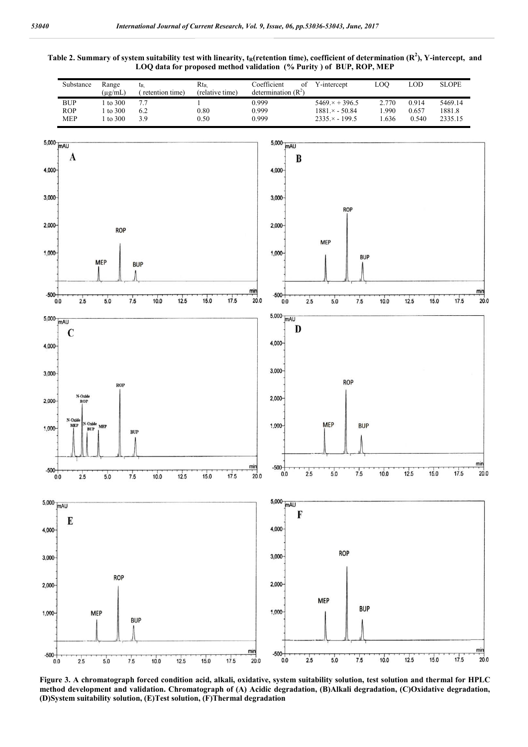**Table 2. Summary of system suitability test with linearity, $t_R$(retention time), coefficient of determination ($R^2$), Y-intercept, and LOQ data for proposed method validation (% Purity ) of BUP, ROP, MEP**

| Substance | Range (µg/mL) | $t_R$ ( retention time) | $Rt_R$ (relative time) | Coefficient of determination ($R^2$) | Y-intercept | LOQ | LOD | SLOPE |
|---|---|---|---|---|---|---|---|---|
| BUP | 1 to 300 | 7.7 | 1 | 0.999 | 5469.× + 396.5 | 2.770 | 0.914 | 5469.14 |
| ROP | 1 to 300 | 6.2 | 0.80 | 0.999 | 1881.× - 50.84 | 1.990 | 0.657 | 1881.8 |
| MEP | 1 to 300 | 3.9 | 0.50 | 0.999 | 2335.× - 199.5 | 1.636 | 0.540 | 2335.15 |

**Figure 3. A chromatograph forced condition acid, alkali, oxidative, system suitability solution, test solution and thermal for HPLC method development and validation. Chromatograph of (A) Acidic degradation, (B)Alkali degradation, (C)Oxidative degradation, (D)System suitability solution, (E)Test solution, (F)Thermal degradation**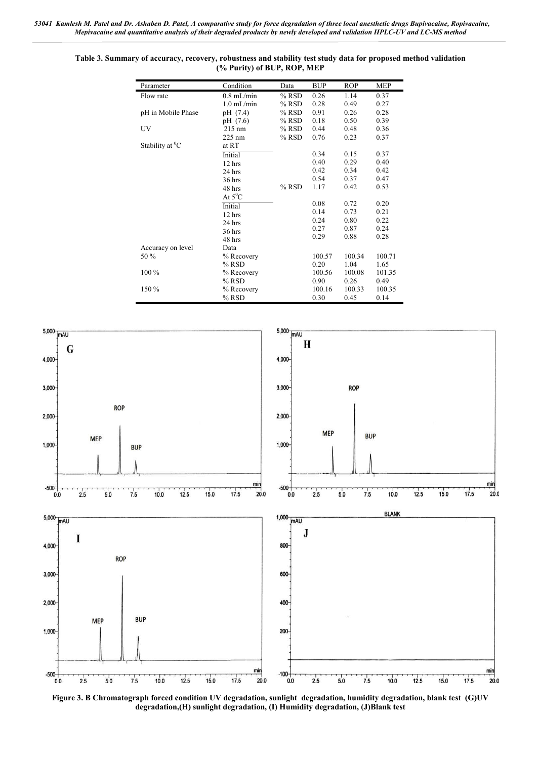**Table 3. Summary of accuracy, recovery, robustness and stability test study data for proposed method validation (% Purity) of BUP, ROP, MEP**

| Parameter | Condition | Data | BUP | ROP | MEP |
|---|---|---|---|---|---|
| Flow rate | 0.8 mL/min | % RSD | 0.26 | 1.14 | 0.37 |
| | 1.0 mL/min | % RSD | 0.28 | 0.49 | 0.27 |
| pH in Mobile Phase | pH (7.4) | % RSD | 0.91 | 0.26 | 0.28 |
| | pH (7.6) | % RSD | 0.18 | 0.50 | 0.39 |
| UV | 215 nm | % RSD | 0.44 | 0.48 | 0.36 |
| | 225 nm | % RSD | 0.76 | 0.23 | 0.37 |
| Stability at $^0$C | at RT | | | | |
| | Initial | | 0.34 | 0.15 | 0.37 |
| | 12 hrs | | 0.40 | 0.29 | 0.40 |
| | 24 hrs | | 0.42 | 0.34 | 0.42 |
| | 36 hrs | | 0.54 | 0.37 | 0.47 |
| | 48 hrs | % RSD | 1.17 | 0.42 | 0.53 |
| | At 5$^0$C | | | | |
| | Initial | | 0.08 | 0.72 | 0.20 |
| | 12 hrs | | 0.14 | 0.73 | 0.21 |
| | 24 hrs | | 0.24 | 0.80 | 0.22 |
| | 36 hrs | | 0.27 | 0.87 | 0.24 |
| | 48 hrs | | 0.29 | 0.88 | 0.28 |
| Accuracy on level | Data | | | | |
| 50 % | % Recovery | | 100.57 | 100.34 | 100.71 |
| | % RSD | | 0.20 | 1.04 | 1.65 |
| 100 % | % Recovery | | 100.56 | 100.08 | 101.35 |
| | % RSD | | 0.90 | 0.26 | 0.49 |
| 150 % | % Recovery | | 100.16 | 100.33 | 100.35 |
| | % RSD | | 0.30 | 0.45 | 0.14 |

**Figure 3. B Chromatograph forced condition UV degradation, sunlight degradation, humidity degradation, blank test (G)UV degradation,(H) sunlight degradation, (I) Humidity degradation, (J)Blank test**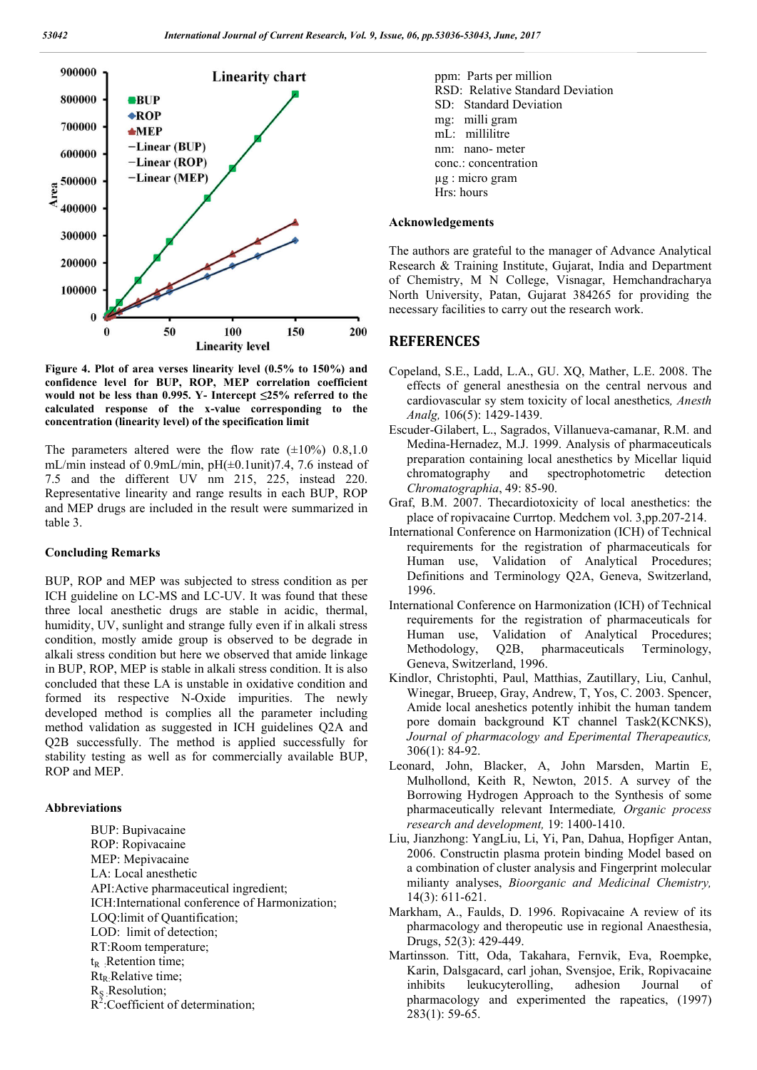Figure 4. Plot of area verses linearity level (0.5% to 150%) and confidence level for BUP, ROP, MEP correlation coefficient would not be less than 0.995. Y- Intercept ≤25% referred to the calculated response of the x-value corresponding to the concentration (linearity level) of the specification limit

The parameters altered were the flow rate (±10%) 0.8,1.0 mL/min instead of 0.9mL/min, pH(±0.1unit)7.4, 7.6 instead of 7.5 and the different UV nm 215, 225, instead 220. Representative linearity and range results in each BUP, ROP and MEP drugs are included in the result were summarized in table 3.

### Concluding Remarks

BUP, ROP and MEP was subjected to stress condition as per ICH guideline on LC-MS and LC-UV. It was found that these three local anesthetic drugs are stable in acidic, thermal, humidity, UV, sunlight and strange fully even if in alkali stress condition, mostly amide group is observed to be degrade in alkali stress condition but here we observed that amide linkage in BUP, ROP, MEP is stable in alkali stress condition. It is also concluded that these LA is unstable in oxidative condition and formed its respective N-Oxide impurities. The newly developed method is complies all the parameter including method validation as suggested in ICH guidelines Q2A and Q2B successfully. The method is applied successfully for stability testing as well as for commercially available BUP, ROP and MEP.

### Abbreviations

BUP: Bupivacaine
ROP: Ropivacaine
MEP: Mepivacaine
LA: Local anesthetic
API:Active pharmaceutical ingredient;
ICH:International conference of Harmonization;
LOQ:limit of Quantification;
LOD: limit of detection;
RT:Room temperature;
$t_R$ :Retention time;
$Rt_R$:Relative time;
$R_S$ :Resolution;
$R^2$:Coefficient of determination;
ppm: Parts per million
RSD: Relative Standard Deviation
SD: Standard Deviation
mg: milli gram
mL: millilitre
nm: nano- meter
conc.: concentration
µg : micro gram
Hrs: hours

### Acknowledgements

The authors are grateful to the manager of Advance Analytical Research & Training Institute, Gujarat, India and Department of Chemistry, M N College, Visnagar, Hemchandracharya North University, Patan, Gujarat 384265 for providing the necessary facilities to carry out the research work.

## REFERENCES

Copeland, S.E., Ladd, L.A., GU. XQ, Mather, L.E. 2008. The effects of general anesthesia on the central nervous and cardiovascular sy stem toxicity of local anesthetics, *Anesth Analg,* 106(5): 1429-1439.

Escuder-Gilabert, L., Sagrados, Villanueva-camanar, R.M. and Medina-Hernadez, M.J. 1999. Analysis of pharmaceuticals preparation containing local anesthetics by Micellar liquid chromatography and spectrophotometric detection *Chromatographia*, 49: 85-90.

Graf, B.M. 2007. Thecardiotoxicity of local anesthetics: the place of ropivacaine Curmtop. Medchem vol. 3,pp.207-214.

International Conference on Harmonization (ICH) of Technical requirements for the registration of pharmaceuticals for Human use, Validation of Analytical Procedures; Definitions and Terminology Q2A, Geneva, Switzerland, 1996.

International Conference on Harmonization (ICH) of Technical requirements for the registration of pharmaceuticals for Human use, Validation of Analytical Procedures; Methodology, Q2B, pharmaceuticals Terminology, Geneva, Switzerland, 1996.

Kindlor, Christophti, Paul, Matthias, Zautillary, Liu, Canhul, Winegar, Brueep, Gray, Andrew, T, Yos, C. 2003. Spencer, Amide local aneshetics potently inhibit the human tandem pore domain background KT channel Task2(KCNKS), *Journal of pharmacology and Eperimental Therapeautics,* 306(1): 84-92.

Leonard, John, Blacker, A, John Marsden, Martin E, Mulhollond, Keith R, Newton, 2015. A survey of the Borrowing Hydrogen Approach to the Synthesis of some pharmaceutically relevant Intermediate, *Organic process research and development,* 19: 1400-1410.

Liu, Jianzhong: YangLiu, Li, Yi, Pan, Dahua, Hopfiger Antan, 2006. Constructin plasma protein binding Model based on a combination of cluster analysis and Fingerprint molecular miliany analyses, *Bioorganic and Medicinal Chemistry,* 14(3): 611-621.

Markham, A., Faulds, D. 1996. Ropivacaine A review of its pharmacology and theropeutic use in regional Anaesthesia, Drugs, 52(3): 429-449.

Martinsson. Titt, Oda, Takahara, Fernvik, Eva, Roempke, Karin, Dalsgacard, carl johan, Svensjoe, Erik, Ropivacaine inhibits leukucyterolling, adhesion Journal of pharmacology and experimented the rapeatics, (1997) 283(1): 59-65.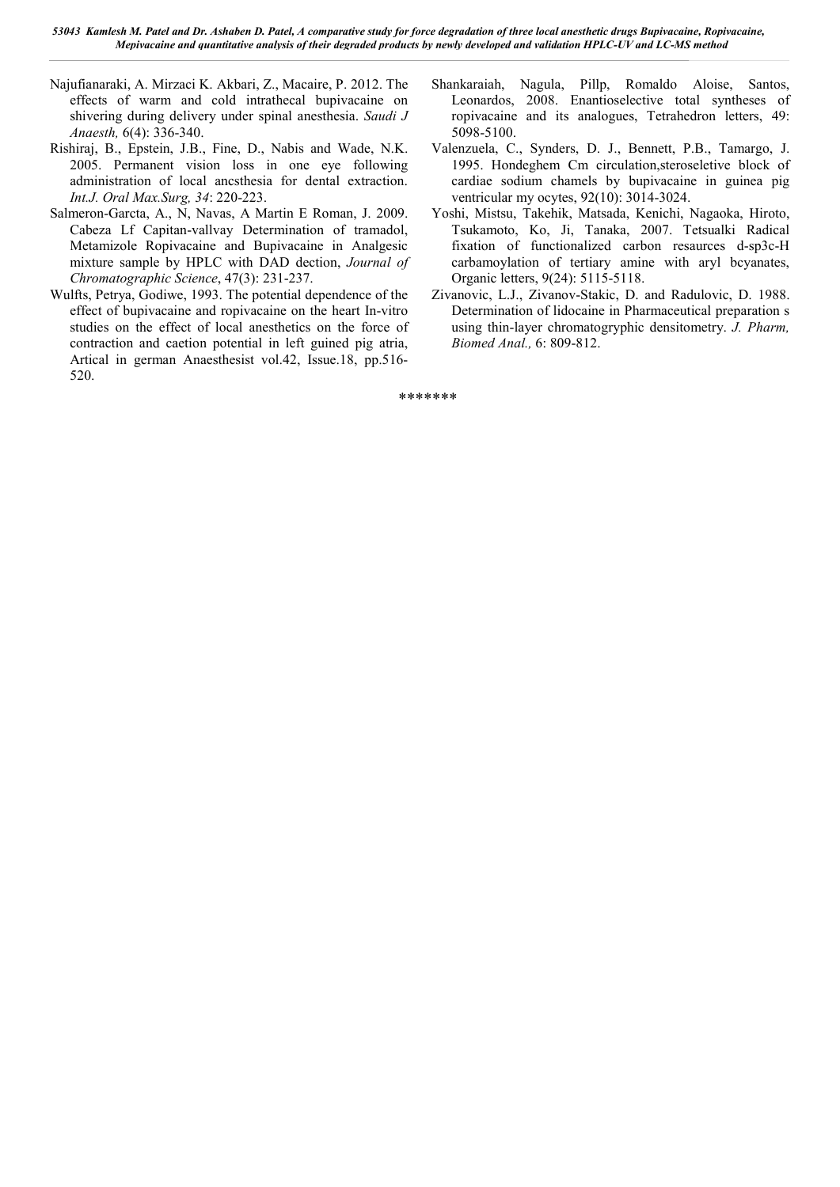Najufianaraki, A. Mirzaci K. Akbari, Z., Macaire, P. 2012. The effects of warm and cold intrathecal bupivacaine on shivering during delivery under spinal anesthesia. *Saudi J Anaesth,* 6(4): 336-340.

Rishiraj, B., Epstein, J.B., Fine, D., Nabis and Wade, N.K. 2005. Permanent vision loss in one eye following administration of local ancsthesia for dental extraction. *Int.J. Oral Max.Surg, 34*: 220-223.

Salmeron-Garcta, A., N, Navas, A Martin E Roman, J. 2009. Cabeza Lf Capitan-vallvay Determination of tramadol, Metamizole Ropivacaine and Bupivacaine in Analgesic mixture sample by HPLC with DAD dection, *Journal of Chromatographic Science*, 47(3): 231-237.

Wulfts, Petrya, Godiwe, 1993. The potential dependence of the effect of bupivacaine and ropivacaine on the heart In-vitro studies on the effect of local anesthetics on the force of contraction and caetion potential in left guined pig atria, Artical in german Anaesthesist vol.42, Issue.18, pp.516-520.

Shankaraiah, Nagula, Pillp, Romaldo Aloise, Santos, Leonardos, 2008. Enantioselective total syntheses of ropivacaine and its analogues, Tetrahedron letters, 49: 5098-5100.

Valenzuela, C., Synders, D. J., Bennett, P.B., Tamargo, J. 1995. Hondeghem Cm circulation,steroseletive block of cardiae sodium chamels by bupivacaine in guinea pig ventricular my ocytes, 92(10): 3014-3024.

Yoshi, Mistsu, Takehik, Matsada, Kenichi, Nagaoka, Hiroto, Tsukamoto, Ko, Ji, Tanaka, 2007. Tetsualki Radical fixation of functionalized carbon resaurces d-sp3c-H carbamoylation of tertiary amine with aryl bcyanates, Organic letters, 9(24): 5115-5118.

Zivanovic, L.J., Zivanov-Stakic, D. and Radulovic, D. 1988. Determination of lidocaine in Pharmaceutical preparation s using thin-layer chromatogryphic densitometry. *J. Pharm, Biomed Anal.,* 6: 809-812.

\*\*\*\*\*\*\*